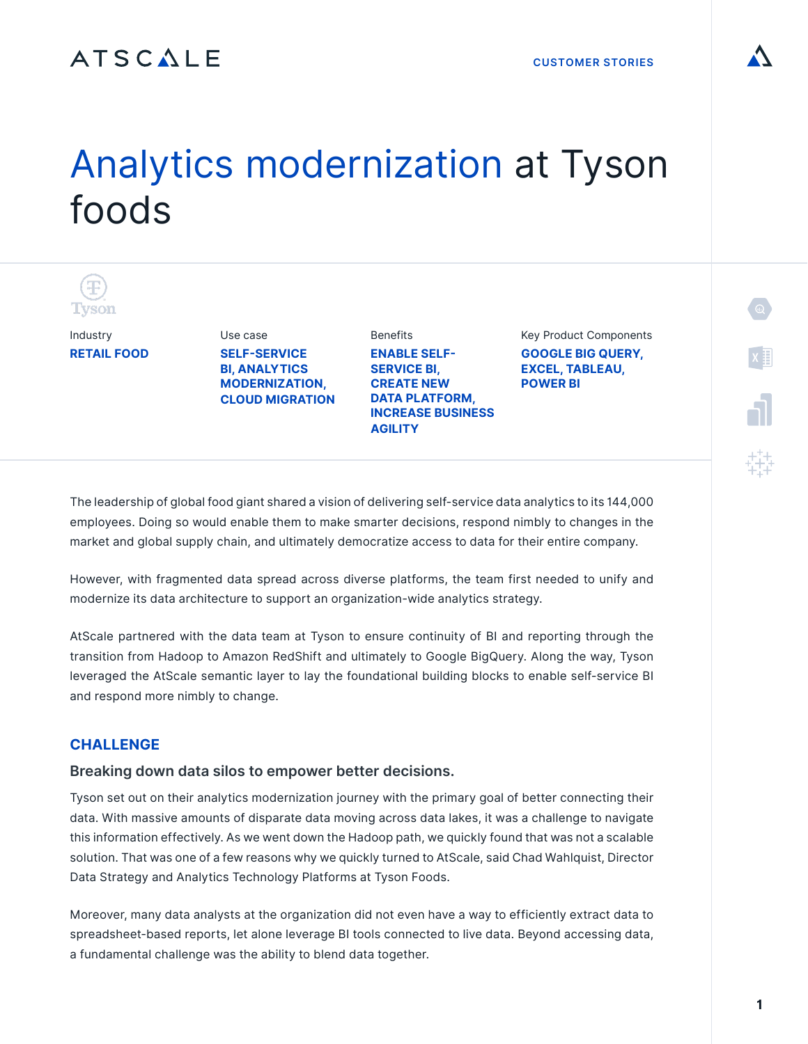# Analytics modernization at Tyson foods

| Industry | Use case | Benefits | Key Product Components |
|---|---|---|---|
| **RETAIL FOOD** | **SELF-SERVICE BI, ANALYTICS MODERNIZATION, CLOUD MIGRATION** | **ENABLE SELF-SERVICE BI, CREATE NEW DATA PLATFORM, INCREASE BUSINESS AGILITY** | **GOOGLE BIG QUERY, EXCEL, TABLEAU, POWER BI** |

The leadership of global food giant shared a vision of delivering self-service data analytics to its 144,000 employees. Doing so would enable them to make smarter decisions, respond nimbly to changes in the market and global supply chain, and ultimately democratize access to data for their entire company.

However, with fragmented data spread across diverse platforms, the team first needed to unify and modernize its data architecture to support an organization-wide analytics strategy.

AtScale partnered with the data team at Tyson to ensure continuity of BI and reporting through the transition from Hadoop to Amazon RedShift and ultimately to Google BigQuery. Along the way, Tyson leveraged the AtScale semantic layer to lay the foundational building blocks to enable self-service BI and respond more nimbly to change.

## CHALLENGE

### Breaking down data silos to empower better decisions.

Tyson set out on their analytics modernization journey with the primary goal of better connecting their data. With massive amounts of disparate data moving across data lakes, it was a challenge to navigate this information effectively. As we went down the Hadoop path, we quickly found that was not a scalable solution. That was one of a few reasons why we quickly turned to AtScale, said Chad Wahlquist, Director Data Strategy and Analytics Technology Platforms at Tyson Foods.

Moreover, many data analysts at the organization did not even have a way to efficiently extract data to spreadsheet-based reports, let alone leverage BI tools connected to live data. Beyond accessing data, a fundamental challenge was the ability to blend data together.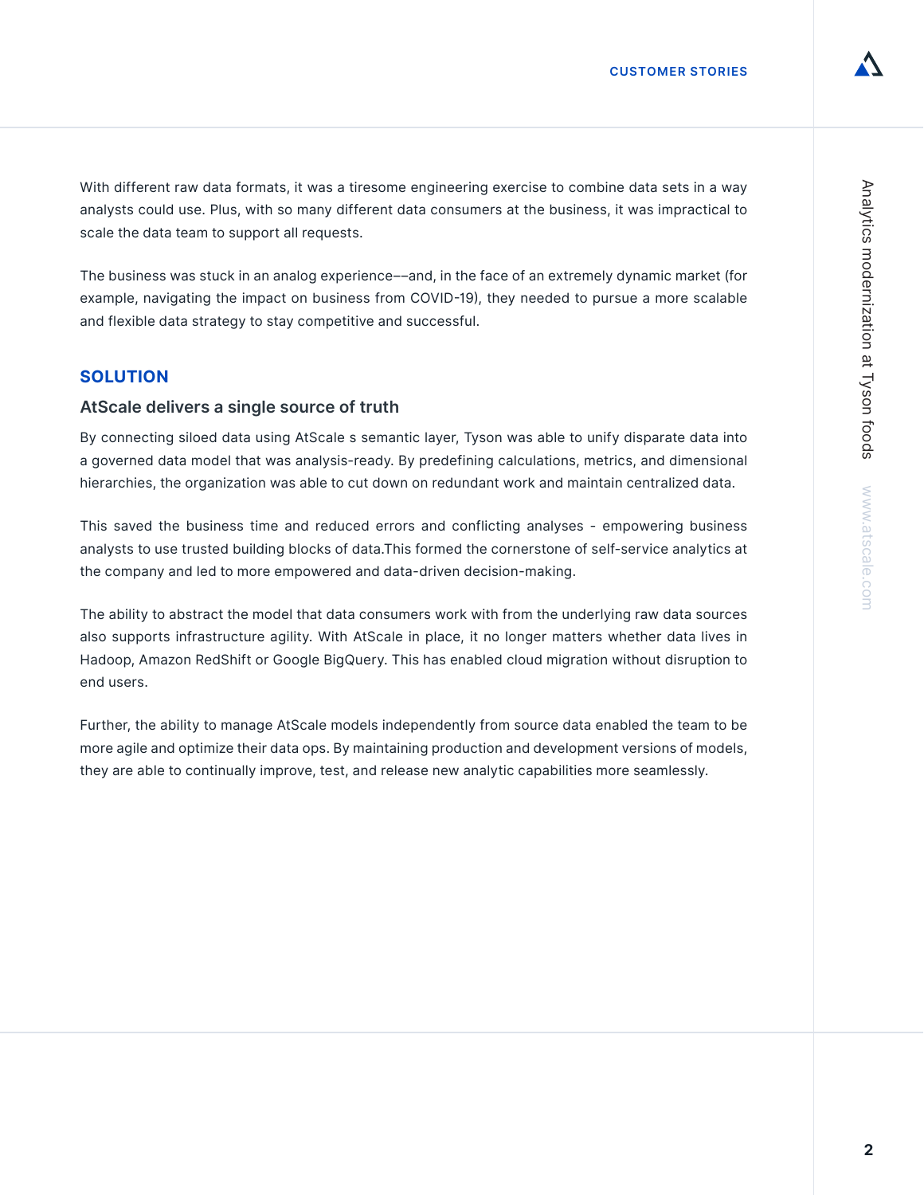With different raw data formats, it was a tiresome engineering exercise to combine data sets in a way analysts could use. Plus, with so many different data consumers at the business, it was impractical to scale the data team to support all requests.

The business was stuck in an analog experience––and, in the face of an extremely dynamic market (for example, navigating the impact on business from COVID-19), they needed to pursue a more scalable and flexible data strategy to stay competitive and successful.

## SOLUTION

### AtScale delivers a single source of truth

By connecting siloed data using AtScale s semantic layer, Tyson was able to unify disparate data into a governed data model that was analysis-ready. By predefining calculations, metrics, and dimensional hierarchies, the organization was able to cut down on redundant work and maintain centralized data.

This saved the business time and reduced errors and conflicting analyses - empowering business analysts to use trusted building blocks of data.This formed the cornerstone of self-service analytics at the company and led to more empowered and data-driven decision-making.

The ability to abstract the model that data consumers work with from the underlying raw data sources also supports infrastructure agility. With AtScale in place, it no longer matters whether data lives in Hadoop, Amazon RedShift or Google BigQuery. This has enabled cloud migration without disruption to end users.

Further, the ability to manage AtScale models independently from source data enabled the team to be more agile and optimize their data ops. By maintaining production and development versions of models, they are able to continually improve, test, and release new analytic capabilities more seamlessly.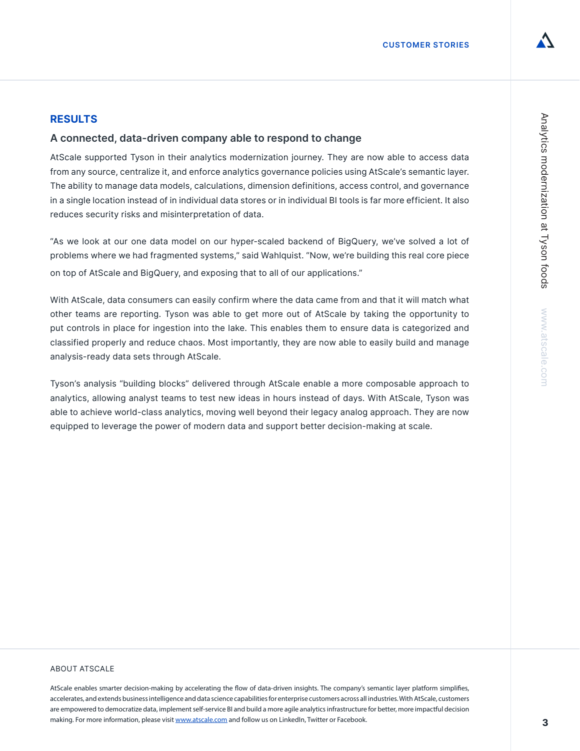## RESULTS

### A connected, data-driven company able to respond to change

AtScale supported Tyson in their analytics modernization journey. They are now able to access data from any source, centralize it, and enforce analytics governance policies using AtScale's semantic layer. The ability to manage data models, calculations, dimension definitions, access control, and governance in a single location instead of in individual data stores or in individual BI tools is far more efficient. It also reduces security risks and misinterpretation of data.

"As we look at our one data model on our hyper-scaled backend of BigQuery, we've solved a lot of problems where we had fragmented systems," said Wahlquist. "Now, we're building this real core piece on top of AtScale and BigQuery, and exposing that to all of our applications."

With AtScale, data consumers can easily confirm where the data came from and that it will match what other teams are reporting. Tyson was able to get more out of AtScale by taking the opportunity to put controls in place for ingestion into the lake. This enables them to ensure data is categorized and classified properly and reduce chaos. Most importantly, they are now able to easily build and manage analysis-ready data sets through AtScale.

Tyson's analysis "building blocks" delivered through AtScale enable a more composable approach to analytics, allowing analyst teams to test new ideas in hours instead of days. With AtScale, Tyson was able to achieve world-class analytics, moving well beyond their legacy analog approach. They are now equipped to leverage the power of modern data and support better decision-making at scale.

ABOUT ATSCALE

AtScale enables smarter decision-making by accelerating the flow of data-driven insights. The company's semantic layer platform simplifies, accelerates, and extends business intelligence and data science capabilities for enterprise customers across all industries. With AtScale, customers are empowered to democratize data, implement self-service BI and build a more agile analytics infrastructure for better, more impactful decision making. For more information, please visit www.atscale.com and follow us on LinkedIn, Twitter or Facebook.